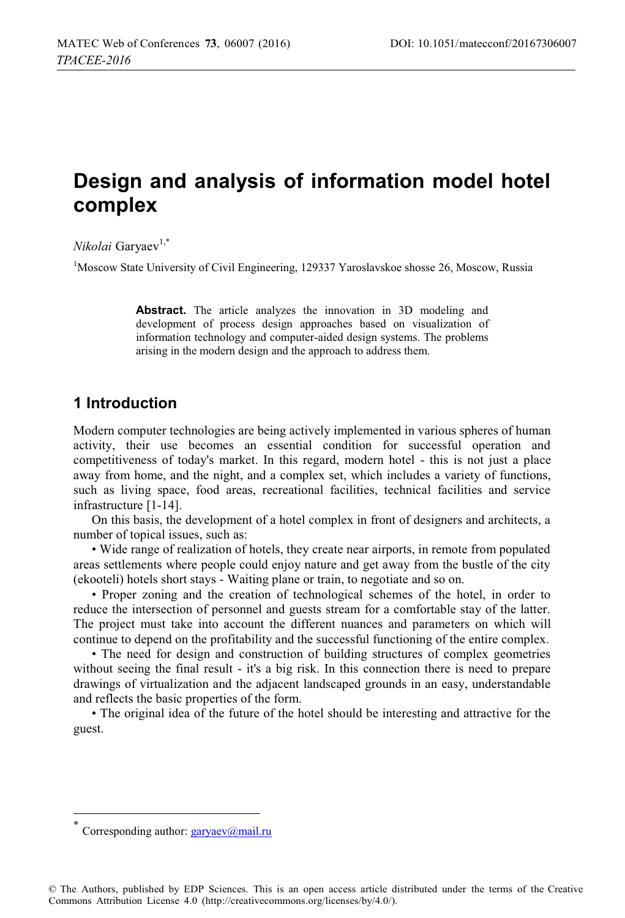# Design and analysis of information model hotel complex

*Nikolai* Garyaev[1,*]

[1]Moscow State University of Civil Engineering, 129337 Yaroslavskoe shosse 26, Moscow, Russia

**Abstract.** The article analyzes the innovation in 3D modeling and development of process design approaches based on visualization of information technology and computer-aided design systems. The problems arising in the modern design and the approach to address them.

## 1 Introduction

Modern computer technologies are being actively implemented in various spheres of human activity, their use becomes an essential condition for successful operation and competitiveness of today's market. In this regard, modern hotel - this is not just a place away from home, and the night, and a complex set, which includes a variety of functions, such as living space, food areas, recreational facilities, technical facilities and service infrastructure [1-14].

On this basis, the development of a hotel complex in front of designers and architects, a number of topical issues, such as:

• Wide range of realization of hotels, they create near airports, in remote from populated areas settlements where people could enjoy nature and get away from the bustle of the city (ekooteli) hotels short stays - Waiting plane or train, to negotiate and so on.

• Proper zoning and the creation of technological schemes of the hotel, in order to reduce the intersection of personnel and guests stream for a comfortable stay of the latter. The project must take into account the different nuances and parameters on which will continue to depend on the profitability and the successful functioning of the entire complex.

• The need for design and construction of building structures of complex geometries without seeing the final result - it's a big risk. In this connection there is need to prepare drawings of virtualization and the adjacent landscaped grounds in an easy, understandable and reflects the basic properties of the form.

• The original idea of the future of the hotel should be interesting and attractive for the guest.

* Corresponding author: garyaev@mail.ru

© The Authors, published by EDP Sciences. This is an open access article distributed under the terms of the Creative Commons Attribution License 4.0 (http://creativecommons.org/licenses/by/4.0/).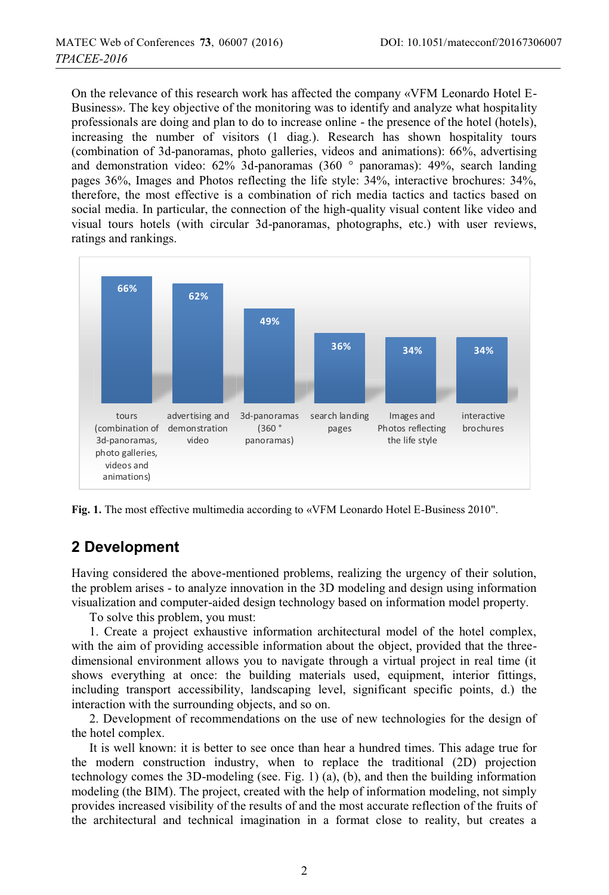On the relevance of this research work has affected the company «VFM Leonardo Hotel E-Business». The key objective of the monitoring was to identify and analyze what hospitality professionals are doing and plan to do to increase online - the presence of the hotel (hotels), increasing the number of visitors (1 diag.). Research has shown hospitality tours (combination of 3d-panoramas, photo galleries, videos and animations): 66%, advertising and demonstration video: 62% 3d-panoramas (360 ° panoramas): 49%, search landing pages 36%, Images and Photos reflecting the life style: 34%, interactive brochures: 34%, therefore, the most effective is a combination of rich media tactics and tactics based on social media. In particular, the connection of the high-quality visual content like video and visual tours hotels (with circular 3d-panoramas, photographs, etc.) with user reviews, ratings and rankings.

| tours (combination of 3d-panoramas, photo galleries, videos and animations) | advertising and demonstration video | 3d-panoramas (360 ° panoramas) | search landing pages | Images and Photos reflecting the life style | interactive brochures |
|---|---|---|---|---|---|
| 66% | 62% | 49% | 36% | 34% | 34% |

**Fig. 1.** The most effective multimedia according to «VFM Leonardo Hotel E-Business 2010".

## 2 Development

Having considered the above-mentioned problems, realizing the urgency of their solution, the problem arises - to analyze innovation in the 3D modeling and design using information visualization and computer-aided design technology based on information model property.

To solve this problem, you must:

1. Create a project exhaustive information architectural model of the hotel complex, with the aim of providing accessible information about the object, provided that the three-dimensional environment allows you to navigate through a virtual project in real time (it shows everything at once: the building materials used, equipment, interior fittings, including transport accessibility, landscaping level, significant specific points, d.) the interaction with the surrounding objects, and so on.

2. Development of recommendations on the use of new technologies for the design of the hotel complex.

It is well known: it is better to see once than hear a hundred times. This adage true for the modern construction industry, when to replace the traditional (2D) projection technology comes the 3D-modeling (see. Fig. 1) (a), (b), and then the building information modeling (the BIM). The project, created with the help of information modeling, not simply provides increased visibility of the results of and the most accurate reflection of the fruits of the architectural and technical imagination in a format close to reality, but creates a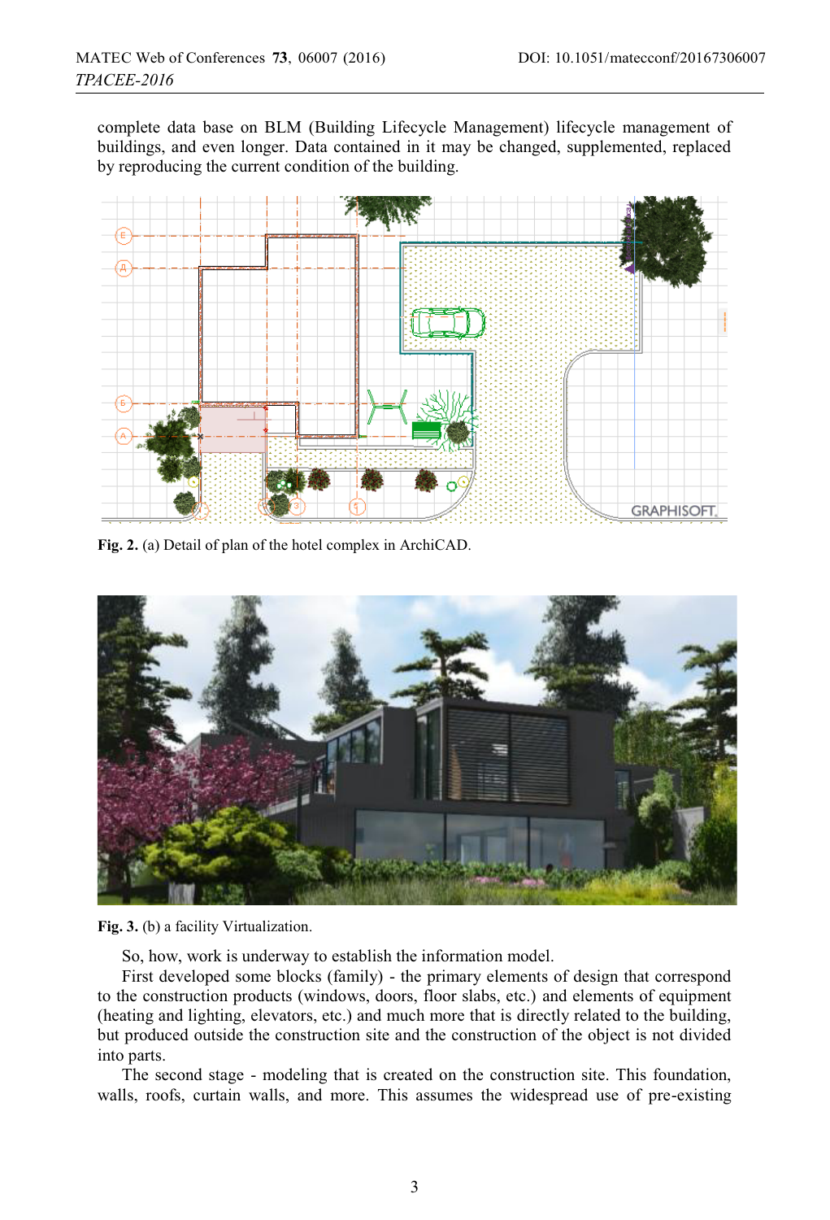complete data base on BLM (Building Lifecycle Management) lifecycle management of buildings, and even longer. Data contained in it may be changed, supplemented, replaced by reproducing the current condition of the building.

**Fig. 2.** (a) Detail of plan of the hotel complex in ArchiCAD.

**Fig. 3.** (b) a facility Virtualization.

So, how, work is underway to establish the information model.

First developed some blocks (family) - the primary elements of design that correspond to the construction products (windows, doors, floor slabs, etc.) and elements of equipment (heating and lighting, elevators, etc.) and much more that is directly related to the building, but produced outside the construction site and the construction of the object is not divided into parts.

The second stage - modeling that is created on the construction site. This foundation, walls, roofs, curtain walls, and more. This assumes the widespread use of pre-existing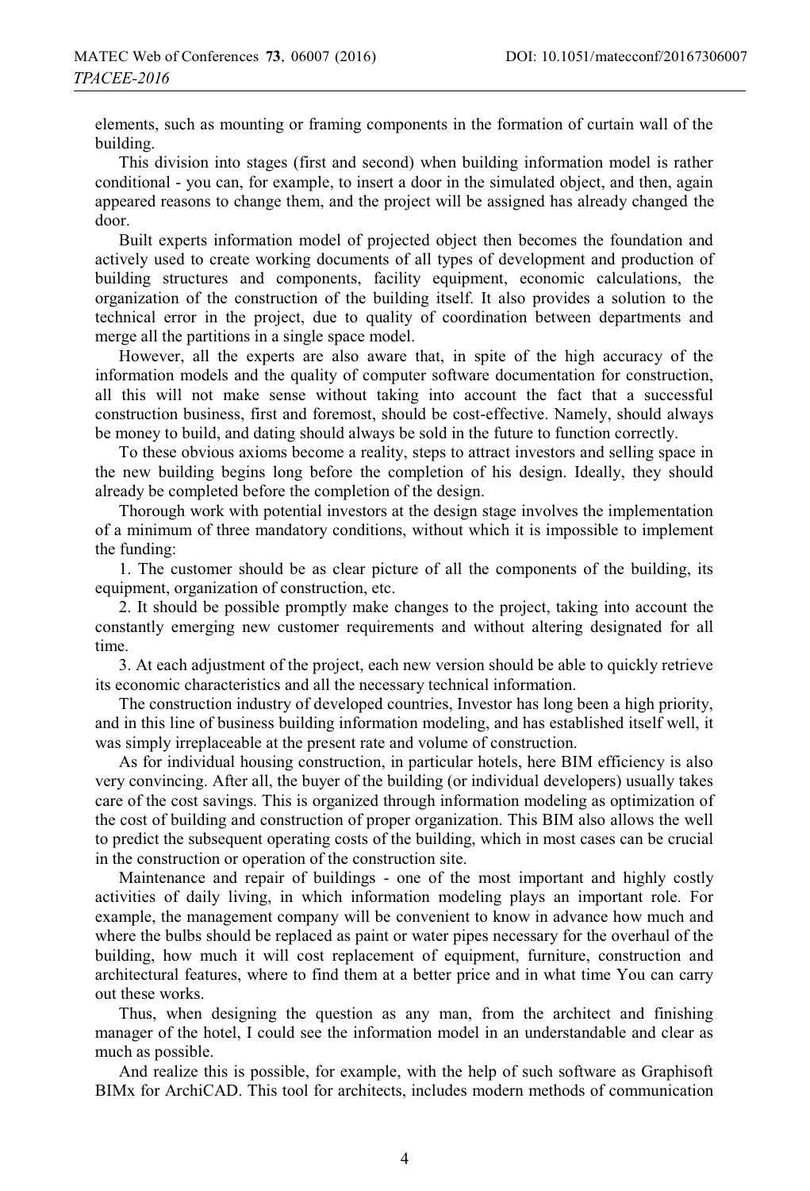elements, such as mounting or framing components in the formation of curtain wall of the building.

This division into stages (first and second) when building information model is rather conditional - you can, for example, to insert a door in the simulated object, and then, again appeared reasons to change them, and the project will be assigned has already changed the door.

Built experts information model of projected object then becomes the foundation and actively used to create working documents of all types of development and production of building structures and components, facility equipment, economic calculations, the organization of the construction of the building itself. It also provides a solution to the technical error in the project, due to quality of coordination between departments and merge all the partitions in a single space model.

However, all the experts are also aware that, in spite of the high accuracy of the information models and the quality of computer software documentation for construction, all this will not make sense without taking into account the fact that a successful construction business, first and foremost, should be cost-effective. Namely, should always be money to build, and dating should always be sold in the future to function correctly.

To these obvious axioms become a reality, steps to attract investors and selling space in the new building begins long before the completion of his design. Ideally, they should already be completed before the completion of the design.

Thorough work with potential investors at the design stage involves the implementation of a minimum of three mandatory conditions, without which it is impossible to implement the funding:

1. The customer should be as clear picture of all the components of the building, its equipment, organization of construction, etc.

2. It should be possible promptly make changes to the project, taking into account the constantly emerging new customer requirements and without altering designated for all time.

3. At each adjustment of the project, each new version should be able to quickly retrieve its economic characteristics and all the necessary technical information.

The construction industry of developed countries, Investor has long been a high priority, and in this line of business building information modeling, and has established itself well, it was simply irreplaceable at the present rate and volume of construction.

As for individual housing construction, in particular hotels, here BIM efficiency is also very convincing. After all, the buyer of the building (or individual developers) usually takes care of the cost savings. This is organized through information modeling as optimization of the cost of building and construction of proper organization. This BIM also allows the well to predict the subsequent operating costs of the building, which in most cases can be crucial in the construction or operation of the construction site.

Maintenance and repair of buildings - one of the most important and highly costly activities of daily living, in which information modeling plays an important role. For example, the management company will be convenient to know in advance how much and where the bulbs should be replaced as paint or water pipes necessary for the overhaul of the building, how much it will cost replacement of equipment, furniture, construction and architectural features, where to find them at a better price and in what time You can carry out these works.

Thus, when designing the question as any man, from the architect and finishing manager of the hotel, I could see the information model in an understandable and clear as much as possible.

And realize this is possible, for example, with the help of such software as Graphisoft BIMx for ArchiCAD. This tool for architects, includes modern methods of communication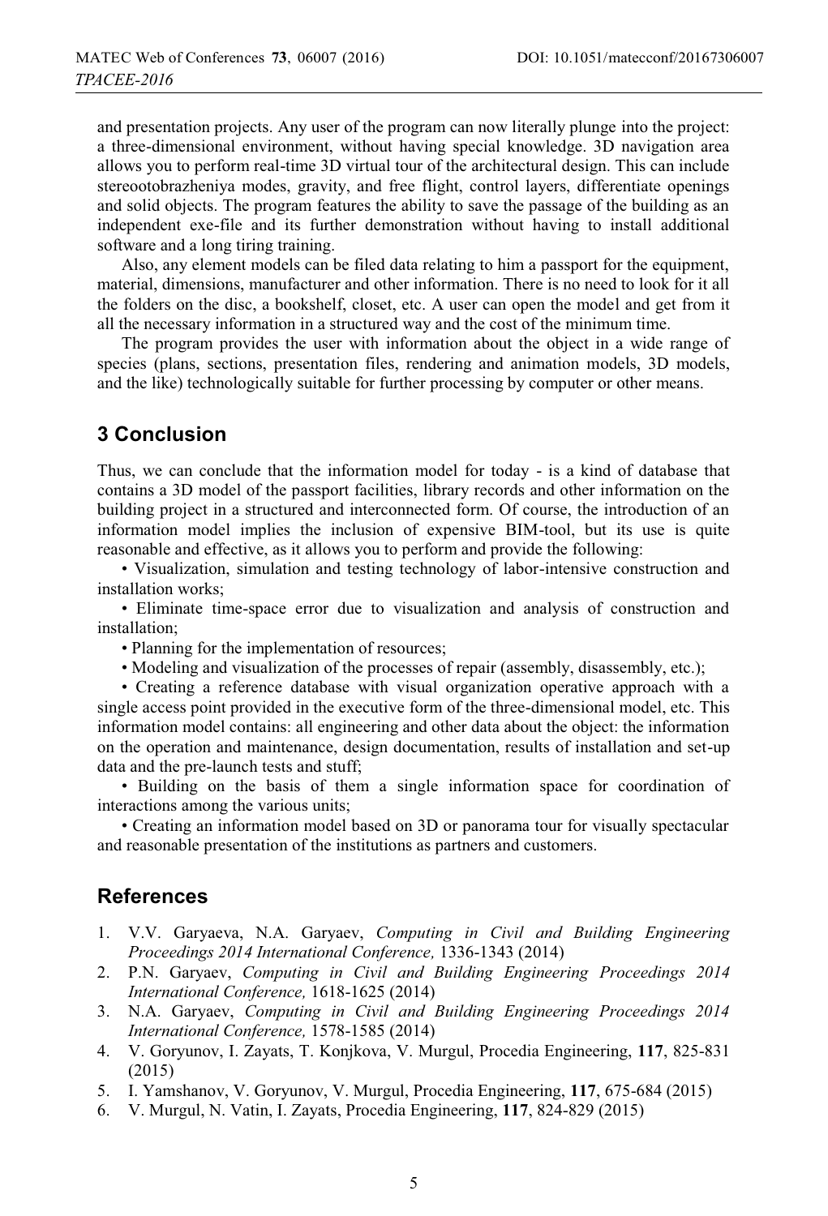and presentation projects. Any user of the program can now literally plunge into the project: a three-dimensional environment, without having special knowledge. 3D navigation area allows you to perform real-time 3D virtual tour of the architectural design. This can include stereootobrazheniya modes, gravity, and free flight, control layers, differentiate openings and solid objects. The program features the ability to save the passage of the building as an independent exe-file and its further demonstration without having to install additional software and a long tiring training.

Also, any element models can be filed data relating to him a passport for the equipment, material, dimensions, manufacturer and other information. There is no need to look for it all the folders on the disc, a bookshelf, closet, etc. A user can open the model and get from it all the necessary information in a structured way and the cost of the minimum time.

The program provides the user with information about the object in a wide range of species (plans, sections, presentation files, rendering and animation models, 3D models, and the like) technologically suitable for further processing by computer or other means.

## 3 Conclusion

Thus, we can conclude that the information model for today - is a kind of database that contains a 3D model of the passport facilities, library records and other information on the building project in a structured and interconnected form. Of course, the introduction of an information model implies the inclusion of expensive BIM-tool, but its use is quite reasonable and effective, as it allows you to perform and provide the following:

- Visualization, simulation and testing technology of labor-intensive construction and installation works;
- Eliminate time-space error due to visualization and analysis of construction and installation;
- Planning for the implementation of resources;
- Modeling and visualization of the processes of repair (assembly, disassembly, etc.);
- Creating a reference database with visual organization operative approach with a single access point provided in the executive form of the three-dimensional model, etc. This information model contains: all engineering and other data about the object: the information on the operation and maintenance, design documentation, results of installation and set-up data and the pre-launch tests and stuff;
- Building on the basis of them a single information space for coordination of interactions among the various units;
- Creating an information model based on 3D or panorama tour for visually spectacular and reasonable presentation of the institutions as partners and customers.

## References

1. V.V. Garyaeva, N.A. Garyaev, *Computing in Civil and Building Engineering Proceedings 2014 International Conference,* 1336-1343 (2014)
2. P.N. Garyaev, *Computing in Civil and Building Engineering Proceedings 2014 International Conference,* 1618-1625 (2014)
3. N.A. Garyaev, *Computing in Civil and Building Engineering Proceedings 2014 International Conference,* 1578-1585 (2014)
4. V. Goryunov, I. Zayats, T. Konjkova, V. Murgul, Procedia Engineering, **117**, 825-831 (2015)
5. I. Yamshanov, V. Goryunov, V. Murgul, Procedia Engineering, **117**, 675-684 (2015)
6. V. Murgul, N. Vatin, I. Zayats, Procedia Engineering, **117**, 824-829 (2015)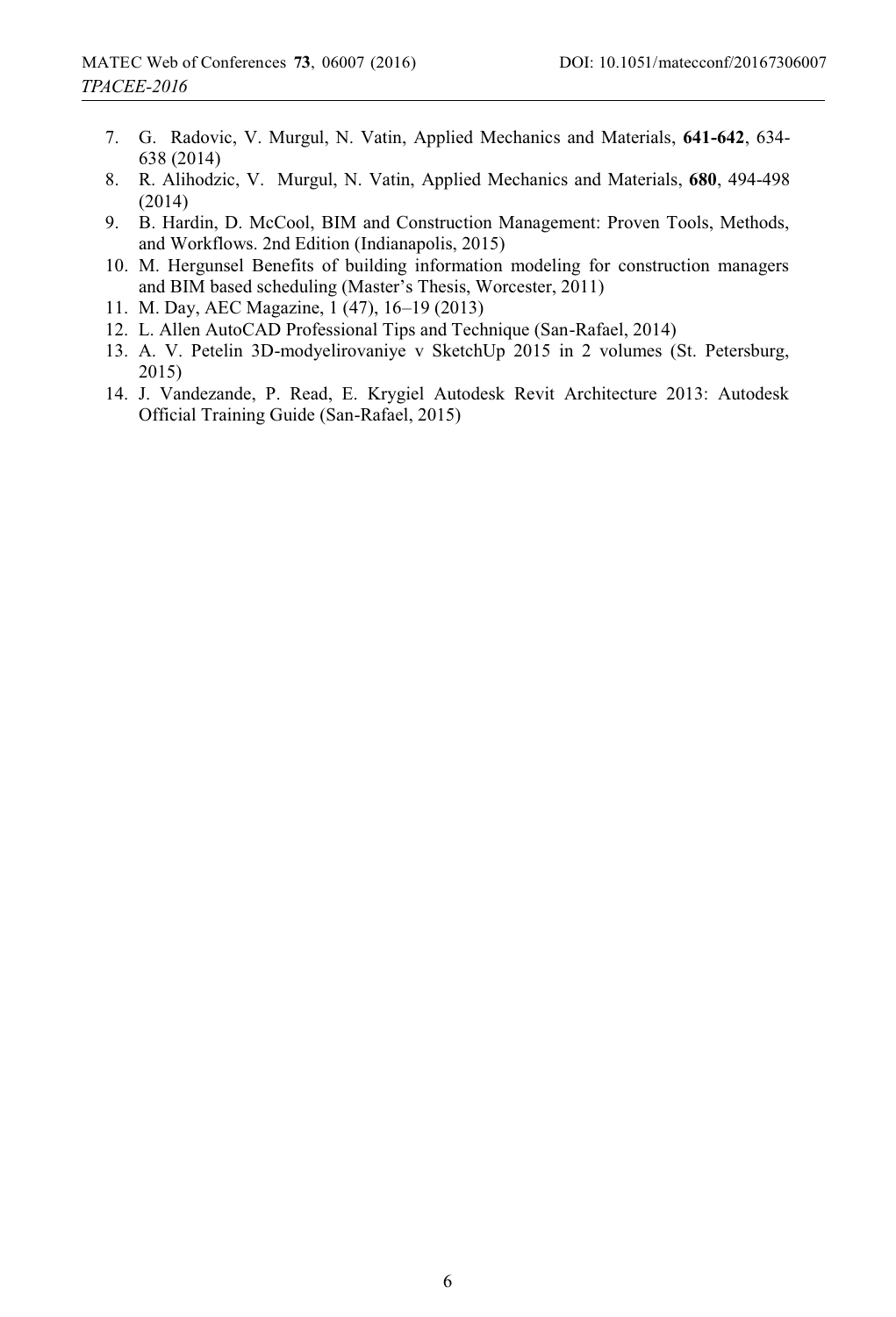7. G. Radovic, V. Murgul, N. Vatin, Applied Mechanics and Materials, **641-642**, 634-638 (2014)
8. R. Alihodzic, V. Murgul, N. Vatin, Applied Mechanics and Materials, **680**, 494-498 (2014)
9. B. Hardin, D. McCool, BIM and Construction Management: Proven Tools, Methods, and Workflows. 2nd Edition (Indianapolis, 2015)
10. M. Hergunsel Benefits of building information modeling for construction managers and BIM based scheduling (Master's Thesis, Worcester, 2011)
11. M. Day, AEC Magazine, 1 (47), 16–19 (2013)
12. L. Allen AutoCAD Professional Tips and Technique (San-Rafael, 2014)
13. A. V. Petelin 3D-modyelirovaniye v SketchUp 2015 in 2 volumes (St. Petersburg, 2015)
14. J. Vandezande, P. Read, E. Krygiel Autodesk Revit Architecture 2013: Autodesk Official Training Guide (San-Rafael, 2015)